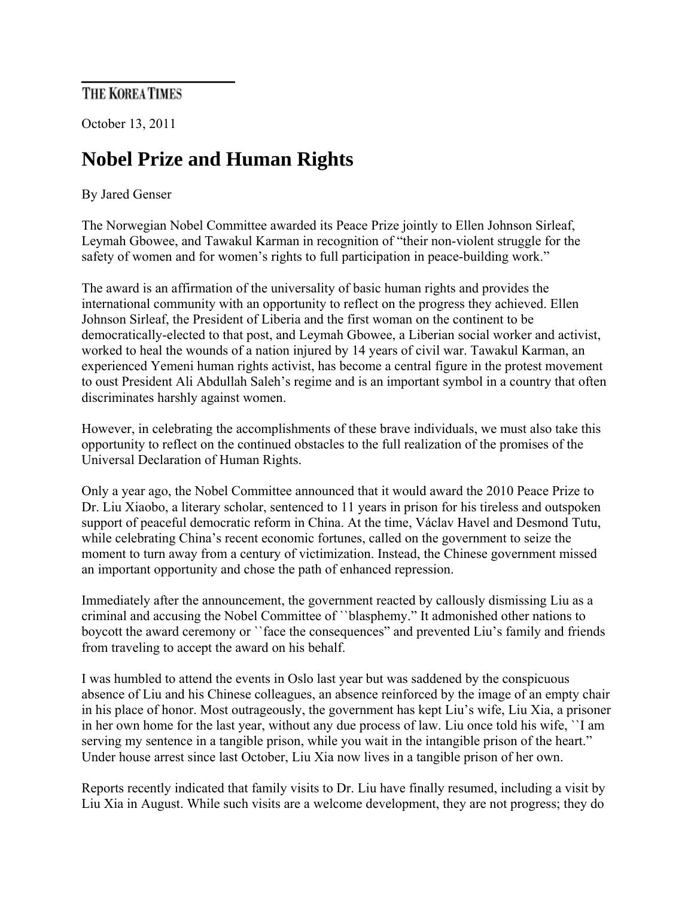THE KOREA TIMES

October 13, 2011

# Nobel Prize and Human Rights

By Jared Genser

The Norwegian Nobel Committee awarded its Peace Prize jointly to Ellen Johnson Sirleaf, Leymah Gbowee, and Tawakul Karman in recognition of "their non-violent struggle for the safety of women and for women's rights to full participation in peace-building work."

The award is an affirmation of the universality of basic human rights and provides the international community with an opportunity to reflect on the progress they achieved. Ellen Johnson Sirleaf, the President of Liberia and the first woman on the continent to be democratically-elected to that post, and Leymah Gbowee, a Liberian social worker and activist, worked to heal the wounds of a nation injured by 14 years of civil war. Tawakul Karman, an experienced Yemeni human rights activist, has become a central figure in the protest movement to oust President Ali Abdullah Saleh's regime and is an important symbol in a country that often discriminates harshly against women.

However, in celebrating the accomplishments of these brave individuals, we must also take this opportunity to reflect on the continued obstacles to the full realization of the promises of the Universal Declaration of Human Rights.

Only a year ago, the Nobel Committee announced that it would award the 2010 Peace Prize to Dr. Liu Xiaobo, a literary scholar, sentenced to 11 years in prison for his tireless and outspoken support of peaceful democratic reform in China. At the time, Václav Havel and Desmond Tutu, while celebrating China's recent economic fortunes, called on the government to seize the moment to turn away from a century of victimization. Instead, the Chinese government missed an important opportunity and chose the path of enhanced repression.

Immediately after the announcement, the government reacted by callously dismissing Liu as a criminal and accusing the Nobel Committee of ``blasphemy." It admonished other nations to boycott the award ceremony or ``face the consequences" and prevented Liu's family and friends from traveling to accept the award on his behalf.

I was humbled to attend the events in Oslo last year but was saddened by the conspicuous absence of Liu and his Chinese colleagues, an absence reinforced by the image of an empty chair in his place of honor. Most outrageously, the government has kept Liu's wife, Liu Xia, a prisoner in her own home for the last year, without any due process of law. Liu once told his wife, ``I am serving my sentence in a tangible prison, while you wait in the intangible prison of the heart." Under house arrest since last October, Liu Xia now lives in a tangible prison of her own.

Reports recently indicated that family visits to Dr. Liu have finally resumed, including a visit by Liu Xia in August. While such visits are a welcome development, they are not progress; they do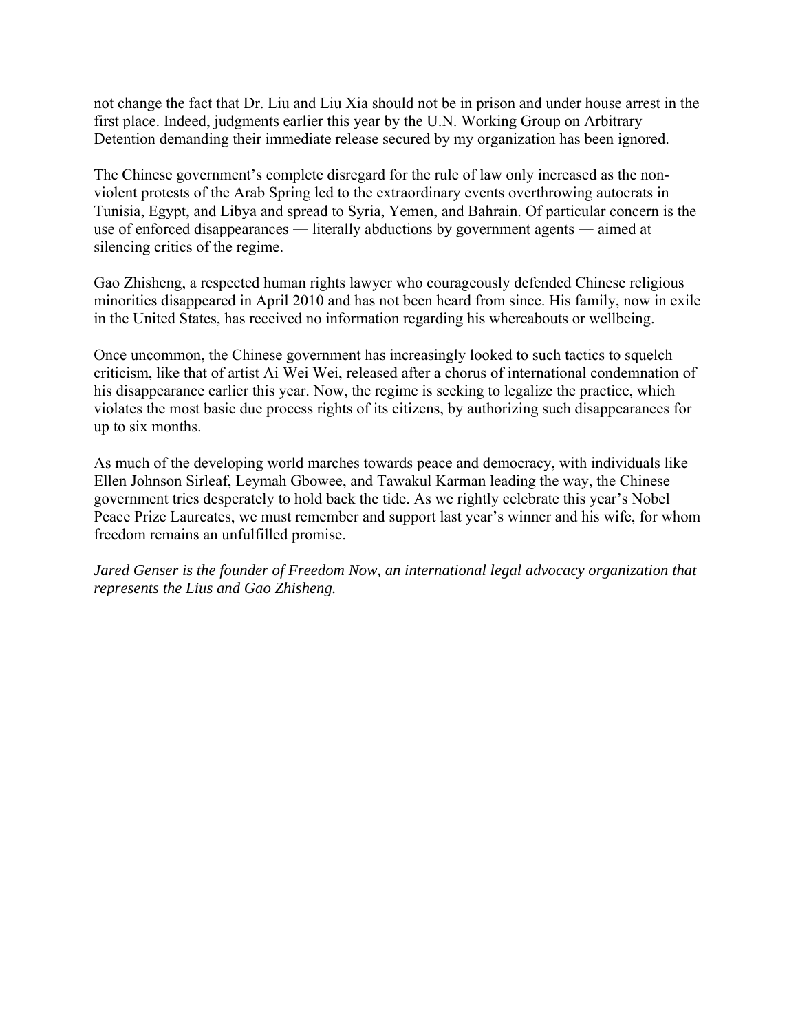not change the fact that Dr. Liu and Liu Xia should not be in prison and under house arrest in the first place. Indeed, judgments earlier this year by the U.N. Working Group on Arbitrary Detention demanding their immediate release secured by my organization has been ignored.

The Chinese government's complete disregard for the rule of law only increased as the non-violent protests of the Arab Spring led to the extraordinary events overthrowing autocrats in Tunisia, Egypt, and Libya and spread to Syria, Yemen, and Bahrain. Of particular concern is the use of enforced disappearances ― literally abductions by government agents ― aimed at silencing critics of the regime.

Gao Zhisheng, a respected human rights lawyer who courageously defended Chinese religious minorities disappeared in April 2010 and has not been heard from since. His family, now in exile in the United States, has received no information regarding his whereabouts or wellbeing.

Once uncommon, the Chinese government has increasingly looked to such tactics to squelch criticism, like that of artist Ai Wei Wei, released after a chorus of international condemnation of his disappearance earlier this year. Now, the regime is seeking to legalize the practice, which violates the most basic due process rights of its citizens, by authorizing such disappearances for up to six months.

As much of the developing world marches towards peace and democracy, with individuals like Ellen Johnson Sirleaf, Leymah Gbowee, and Tawakul Karman leading the way, the Chinese government tries desperately to hold back the tide. As we rightly celebrate this year's Nobel Peace Prize Laureates, we must remember and support last year's winner and his wife, for whom freedom remains an unfulfilled promise.

*Jared Genser is the founder of Freedom Now, an international legal advocacy organization that represents the Lius and Gao Zhisheng.*